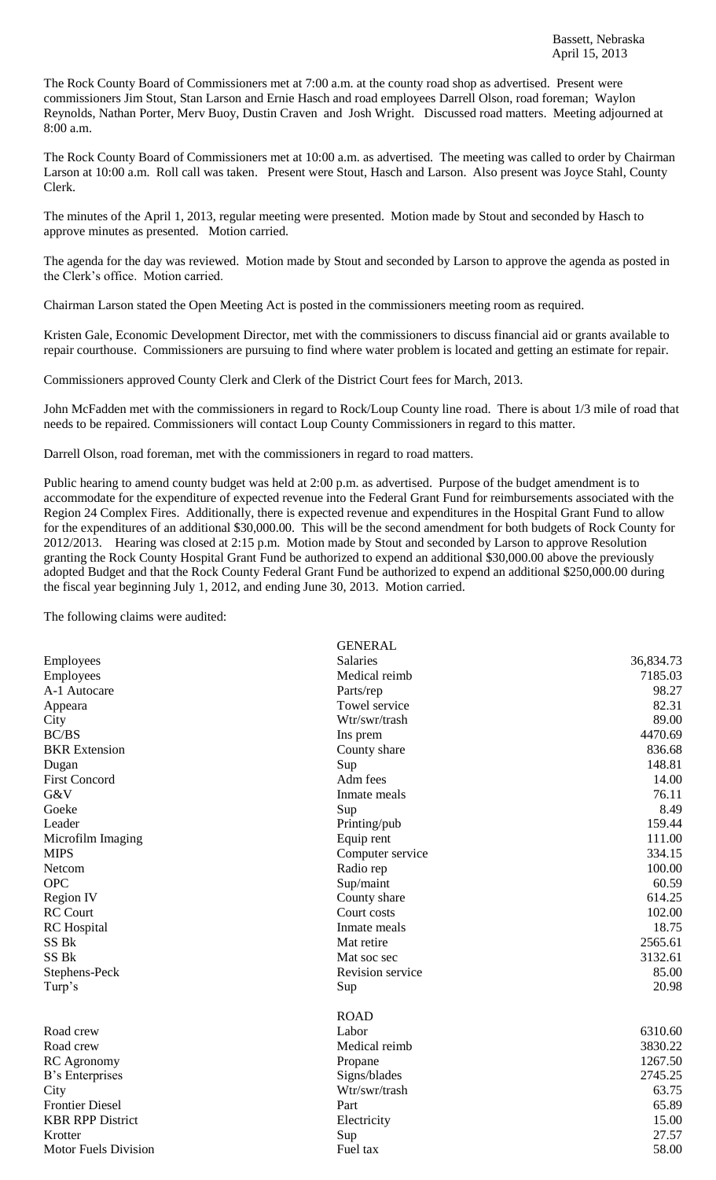Bassett, Nebraska
April 15, 2013

The Rock County Board of Commissioners met at 7:00 a.m. at the county road shop as advertised. Present were commissioners Jim Stout, Stan Larson and Ernie Hasch and road employees Darrell Olson, road foreman; Waylon Reynolds, Nathan Porter, Merv Buoy, Dustin Craven and Josh Wright. Discussed road matters. Meeting adjourned at 8:00 a.m.

The Rock County Board of Commissioners met at 10:00 a.m. as advertised. The meeting was called to order by Chairman Larson at 10:00 a.m. Roll call was taken. Present were Stout, Hasch and Larson. Also present was Joyce Stahl, County Clerk.

The minutes of the April 1, 2013, regular meeting were presented. Motion made by Stout and seconded by Hasch to approve minutes as presented. Motion carried.

The agenda for the day was reviewed. Motion made by Stout and seconded by Larson to approve the agenda as posted in the Clerk's office. Motion carried.

Chairman Larson stated the Open Meeting Act is posted in the commissioners meeting room as required.

Kristen Gale, Economic Development Director, met with the commissioners to discuss financial aid or grants available to repair courthouse. Commissioners are pursuing to find where water problem is located and getting an estimate for repair.

Commissioners approved County Clerk and Clerk of the District Court fees for March, 2013.

John McFadden met with the commissioners in regard to Rock/Loup County line road. There is about 1/3 mile of road that needs to be repaired. Commissioners will contact Loup County Commissioners in regard to this matter.

Darrell Olson, road foreman, met with the commissioners in regard to road matters.

Public hearing to amend county budget was held at 2:00 p.m. as advertised. Purpose of the budget amendment is to accommodate for the expenditure of expected revenue into the Federal Grant Fund for reimbursements associated with the Region 24 Complex Fires. Additionally, there is expected revenue and expenditures in the Hospital Grant Fund to allow for the expenditures of an additional $30,000.00. This will be the second amendment for both budgets of Rock County for 2012/2013. Hearing was closed at 2:15 p.m. Motion made by Stout and seconded by Larson to approve Resolution granting the Rock County Hospital Grant Fund be authorized to expend an additional $30,000.00 above the previously adopted Budget and that the Rock County Federal Grant Fund be authorized to expend an additional $250,000.00 during the fiscal year beginning July 1, 2012, and ending June 30, 2013. Motion carried.

The following claims were audited:

| | GENERAL | |
|---|---|---|
| Employees | Salaries | 36,834.73 |
| Employees | Medical reimb | 7185.03 |
| A-1 Autocare | Parts/rep | 98.27 |
| Appeara | Towel service | 82.31 |
| City | Wtr/swr/trash | 89.00 |
| BC/BS | Ins prem | 4470.69 |
| BKR Extension | County share | 836.68 |
| Dugan | Sup | 148.81 |
| First Concord | Adm fees | 14.00 |
| G&V | Inmate meals | 76.11 |
| Goeke | Sup | 8.49 |
| Leader | Printing/pub | 159.44 |
| Microfilm Imaging | Equip rent | 111.00 |
| MIPS | Computer service | 334.15 |
| Netcom | Radio rep | 100.00 |
| OPC | Sup/maint | 60.59 |
| Region IV | County share | 614.25 |
| RC Court | Court costs | 102.00 |
| RC Hospital | Inmate meals | 18.75 |
| SS Bk | Mat retire | 2565.61 |
| SS Bk | Mat soc sec | 3132.61 |
| Stephens-Peck | Revision service | 85.00 |
| Turp's | Sup | 20.98 |
| | ROAD | |
| Road crew | Labor | 6310.60 |
| Road crew | Medical reimb | 3830.22 |
| RC Agronomy | Propane | 1267.50 |
| B's Enterprises | Signs/blades | 2745.25 |
| City | Wtr/swr/trash | 63.75 |
| Frontier Diesel | Part | 65.89 |
| KBR RPP District | Electricity | 15.00 |
| Krotter | Sup | 27.57 |
| Motor Fuels Division | Fuel tax | 58.00 |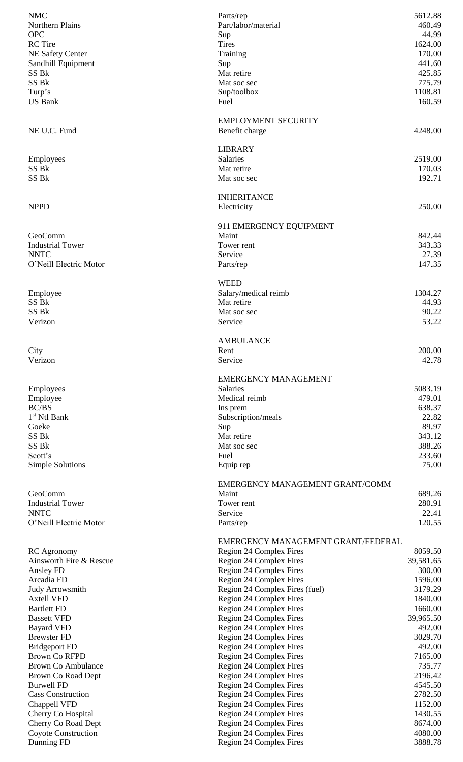| | | |
|---|---|---|
| NMC | Parts/rep | 5612.88 |
| Northern Plains | Part/labor/material | 460.49 |
| OPC | Sup | 44.99 |
| RC Tire | Tires | 1624.00 |
| NE Safety Center | Training | 170.00 |
| Sandhill Equipment | Sup | 441.60 |
| SS Bk | Mat retire | 425.85 |
| SS Bk | Mat soc sec | 775.79 |
| Turp's | Sup/toolbox | 1108.81 |
| US Bank | Fuel | 160.59 |
| | **EMPLOYMENT SECURITY** | |
| NE U.C. Fund | Benefit charge | 4248.00 |
| | **LIBRARY** | |
| Employees | Salaries | 2519.00 |
| SS Bk | Mat retire | 170.03 |
| SS Bk | Mat soc sec | 192.71 |
| | **INHERITANCE** | |
| NPPD | Electricity | 250.00 |
| | **911 EMERGENCY EQUIPMENT** | |
| GeoComm | Maint | 842.44 |
| Industrial Tower | Tower rent | 343.33 |
| NNTC | Service | 27.39 |
| O'Neill Electric Motor | Parts/rep | 147.35 |
| | **WEED** | |
| Employee | Salary/medical reimb | 1304.27 |
| SS Bk | Mat retire | 44.93 |
| SS Bk | Mat soc sec | 90.22 |
| Verizon | Service | 53.22 |
| | **AMBULANCE** | |
| City | Rent | 200.00 |
| Verizon | Service | 42.78 |
| | **EMERGENCY MANAGEMENT** | |
| Employees | Salaries | 5083.19 |
| Employee | Medical reimb | 479.01 |
| BC/BS | Ins prem | 638.37 |
| 1st Ntl Bank | Subscription/meals | 22.82 |
| Goeke | Sup | 89.97 |
| SS Bk | Mat retire | 343.12 |
| SS Bk | Mat soc sec | 388.26 |
| Scott's | Fuel | 233.60 |
| Simple Solutions | Equip rep | 75.00 |
| | **EMERGENCY MANAGEMENT GRANT/COMM** | |
| GeoComm | Maint | 689.26 |
| Industrial Tower | Tower rent | 280.91 |
| NNTC | Service | 22.41 |
| O'Neill Electric Motor | Parts/rep | 120.55 |
| | **EMERGENCY MANAGEMENT GRANT/FEDERAL** | |
| RC Agronomy | Region 24 Complex Fires | 8059.50 |
| Ainsworth Fire & Rescue | Region 24 Complex Fires | 39,581.65 |
| Ansley FD | Region 24 Complex Fires | 300.00 |
| Arcadia FD | Region 24 Complex Fires | 1596.00 |
| Judy Arrowsmith | Region 24 Complex Fires (fuel) | 3179.29 |
| Axtell VFD | Region 24 Complex Fires | 1840.00 |
| Bartlett FD | Region 24 Complex Fires | 1660.00 |
| Bassett VFD | Region 24 Complex Fires | 39,965.50 |
| Bayard VFD | Region 24 Complex Fires | 492.00 |
| Brewster FD | Region 24 Complex Fires | 3029.70 |
| Bridgeport FD | Region 24 Complex Fires | 492.00 |
| Brown Co RFPD | Region 24 Complex Fires | 7165.00 |
| Brown Co Ambulance | Region 24 Complex Fires | 735.77 |
| Brown Co Road Dept | Region 24 Complex Fires | 2196.42 |
| Burwell FD | Region 24 Complex Fires | 4545.50 |
| Cass Construction | Region 24 Complex Fires | 2782.50 |
| Chappell VFD | Region 24 Complex Fires | 1152.00 |
| Cherry Co Hospital | Region 24 Complex Fires | 1430.55 |
| Cherry Co Road Dept | Region 24 Complex Fires | 8674.00 |
| Coyote Construction | Region 24 Complex Fires | 4080.00 |
| Dunning FD | Region 24 Complex Fires | 3888.78 |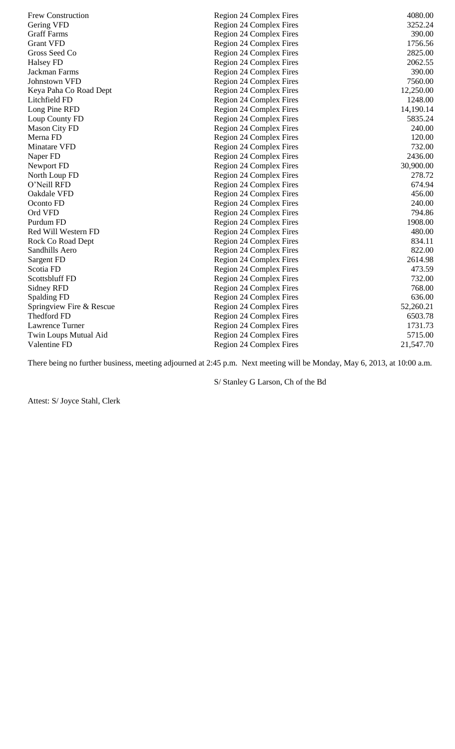| | | |
|---|---|---|
| Frew Construction | Region 24 Complex Fires | 4080.00 |
| Gering VFD | Region 24 Complex Fires | 3252.24 |
| Graff Farms | Region 24 Complex Fires | 390.00 |
| Grant VFD | Region 24 Complex Fires | 1756.56 |
| Gross Seed Co | Region 24 Complex Fires | 2825.00 |
| Halsey FD | Region 24 Complex Fires | 2062.55 |
| Jackman Farms | Region 24 Complex Fires | 390.00 |
| Johnstown VFD | Region 24 Complex Fires | 7560.00 |
| Keya Paha Co Road Dept | Region 24 Complex Fires | 12,250.00 |
| Litchfield FD | Region 24 Complex Fires | 1248.00 |
| Long Pine RFD | Region 24 Complex Fires | 14,190.14 |
| Loup County FD | Region 24 Complex Fires | 5835.24 |
| Mason City FD | Region 24 Complex Fires | 240.00 |
| Merna FD | Region 24 Complex Fires | 120.00 |
| Minatare VFD | Region 24 Complex Fires | 732.00 |
| Naper FD | Region 24 Complex Fires | 2436.00 |
| Newport FD | Region 24 Complex Fires | 30,900.00 |
| North Loup FD | Region 24 Complex Fires | 278.72 |
| O'Neill RFD | Region 24 Complex Fires | 674.94 |
| Oakdale VFD | Region 24 Complex Fires | 456.00 |
| Oconto FD | Region 24 Complex Fires | 240.00 |
| Ord VFD | Region 24 Complex Fires | 794.86 |
| Purdum FD | Region 24 Complex Fires | 1908.00 |
| Red Will Western FD | Region 24 Complex Fires | 480.00 |
| Rock Co Road Dept | Region 24 Complex Fires | 834.11 |
| Sandhills Aero | Region 24 Complex Fires | 822.00 |
| Sargent FD | Region 24 Complex Fires | 2614.98 |
| Scotia FD | Region 24 Complex Fires | 473.59 |
| Scottsbluff FD | Region 24 Complex Fires | 732.00 |
| Sidney RFD | Region 24 Complex Fires | 768.00 |
| Spalding FD | Region 24 Complex Fires | 636.00 |
| Springview Fire & Rescue | Region 24 Complex Fires | 52,260.21 |
| Thedford FD | Region 24 Complex Fires | 6503.78 |
| Lawrence Turner | Region 24 Complex Fires | 1731.73 |
| Twin Loups Mutual Aid | Region 24 Complex Fires | 5715.00 |
| Valentine FD | Region 24 Complex Fires | 21,547.70 |

There being no further business, meeting adjourned at 2:45 p.m. Next meeting will be Monday, May 6, 2013, at 10:00 a.m.

S/ Stanley G Larson, Ch of the Bd

Attest: S/ Joyce Stahl, Clerk